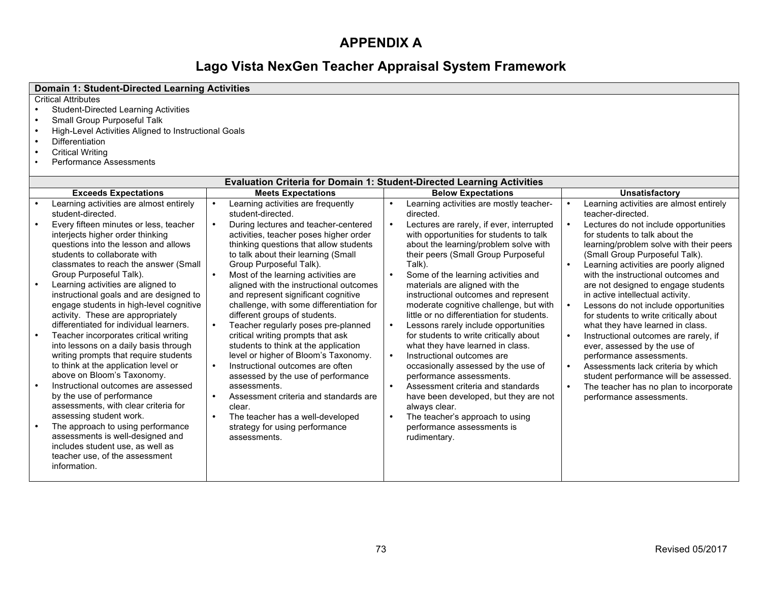# APPENDIX A

## Lago Vista NexGen Teacher Appraisal System Framework

**Domain 1: Student-Directed Learning Activities**

Critical Attributes

- Student-Directed Learning Activities
- Small Group Purposeful Talk
- High-Level Activities Aligned to Instructional Goals
- Differentiation
- Critical Writing
- Performance Assessments

**Evaluation Criteria for Domain 1: Student-Directed Learning Activities**

| Exceeds Expectations | Meets Expectations | Below Expectations | Unsatisfactory |
|---|---|---|---|
| • Learning activities are almost entirely student-directed.<br>• Every fifteen minutes or less, teacher interjects higher order thinking questions into the lesson and allows students to collaborate with classmates to reach the answer (Small Group Purposeful Talk).<br>• Learning activities are aligned to instructional goals and are designed to engage students in high-level cognitive activity. These are appropriately differentiated for individual learners.<br>• Teacher incorporates critical writing into lessons on a daily basis through writing prompts that require students to think at the application level or above on Bloom's Taxonomy.<br>• Instructional outcomes are assessed by the use of performance assessments, with clear criteria for assessing student work.<br>• The approach to using performance assessments is well-designed and includes student use, as well as teacher use, of the assessment information. | • Learning activities are frequently student-directed.<br>• During lectures and teacher-centered activities, teacher poses higher order thinking questions that allow students to talk about their learning (Small Group Purposeful Talk).<br>• Most of the learning activities are aligned with the instructional outcomes and represent significant cognitive challenge, with some differentiation for different groups of students.<br>• Teacher regularly poses pre-planned critical writing prompts that ask students to think at the application level or higher of Bloom's Taxonomy.<br>• Instructional outcomes are often assessed by the use of performance assessments.<br>• Assessment criteria and standards are clear.<br>• The teacher has a well-developed strategy for using performance assessments. | • Learning activities are mostly teacher-directed.<br>• Lectures are rarely, if ever, interrupted with opportunities for students to talk about the learning/problem solve with their peers (Small Group Purposeful Talk).<br>• Some of the learning activities and materials are aligned with the instructional outcomes and represent moderate cognitive challenge, but with little or no differentiation for students.<br>• Lessons rarely include opportunities for students to write critically about what they have learned in class.<br>• Instructional outcomes are occasionally assessed by the use of performance assessments.<br>• Assessment criteria and standards have been developed, but they are not always clear.<br>• The teacher's approach to using performance assessments is rudimentary. | • Learning activities are almost entirely teacher-directed.<br>• Lectures do not include opportunities for students to talk about the learning/problem solve with their peers (Small Group Purposeful Talk).<br>• Learning activities are poorly aligned with the instructional outcomes and are not designed to engage students in active intellectual activity.<br>• Lessons do not include opportunities for students to write critically about what they have learned in class.<br>• Instructional outcomes are rarely, if ever, assessed by the use of performance assessments.<br>• Assessments lack criteria by which student performance will be assessed.<br>• The teacher has no plan to incorporate performance assessments. |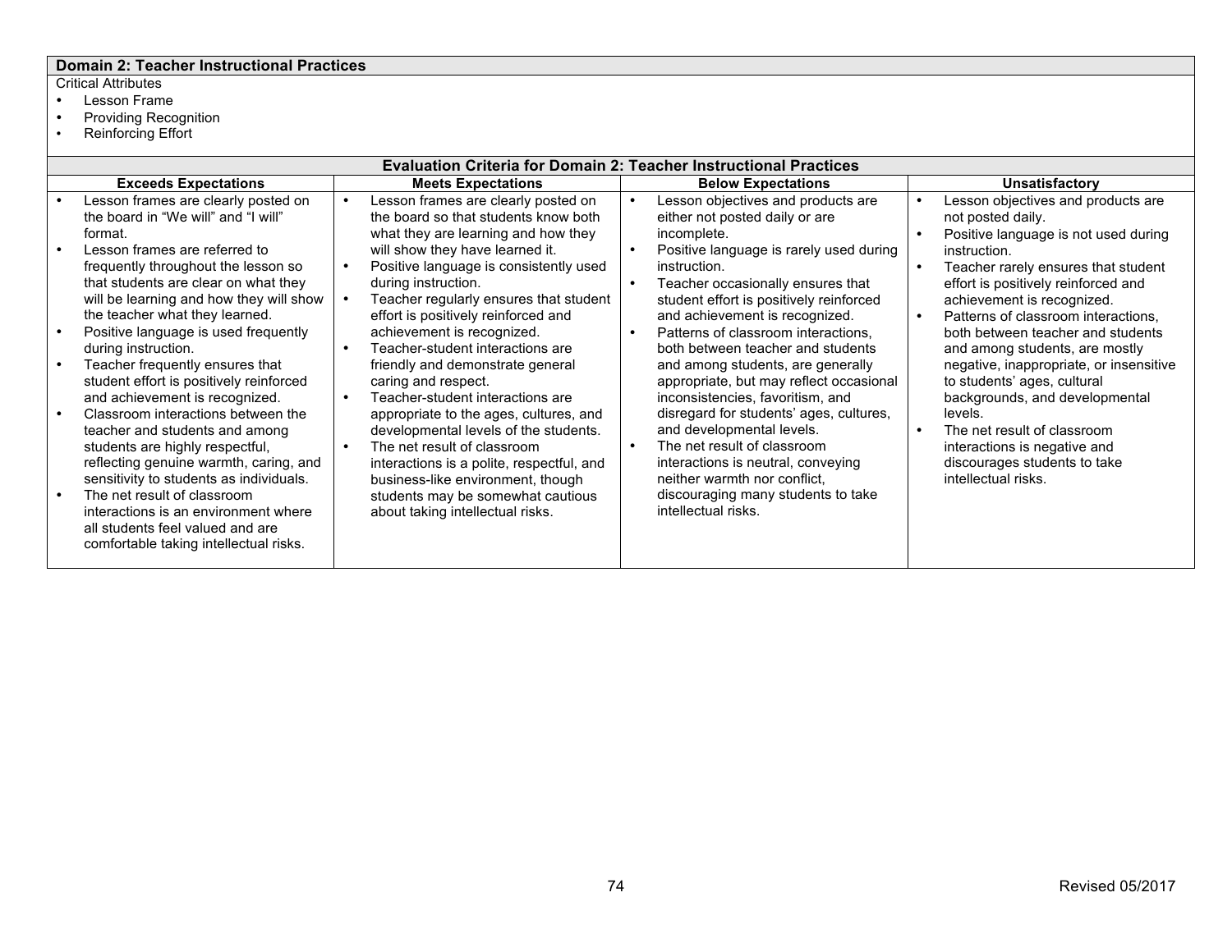## Domain 2: Teacher Instructional Practices

Critical Attributes

- Lesson Frame
- Providing Recognition
- Reinforcing Effort

### Evaluation Criteria for Domain 2: Teacher Instructional Practices

| Exceeds Expectations | Meets Expectations | Below Expectations | Unsatisfactory |
|---|---|---|---|
| • Lesson frames are clearly posted on the board in "We will" and "I will" format.<br>• Lesson frames are referred to frequently throughout the lesson so that students are clear on what they will be learning and how they will show the teacher what they learned.<br>• Positive language is used frequently during instruction.<br>• Teacher frequently ensures that student effort is positively reinforced and achievement is recognized.<br>• Classroom interactions between the teacher and students and among students are highly respectful, reflecting genuine warmth, caring, and sensitivity to students as individuals.<br>• The net result of classroom interactions is an environment where all students feel valued and are comfortable taking intellectual risks. | • Lesson frames are clearly posted on the board so that students know both what they are learning and how they will show they have learned it.<br>• Positive language is consistently used during instruction.<br>• Teacher regularly ensures that student effort is positively reinforced and achievement is recognized.<br>• Teacher-student interactions are friendly and demonstrate general caring and respect.<br>• Teacher-student interactions are appropriate to the ages, cultures, and developmental levels of the students.<br>• The net result of classroom interactions is a polite, respectful, and business-like environment, though students may be somewhat cautious about taking intellectual risks. | • Lesson objectives and products are either not posted daily or are incomplete.<br>• Positive language is rarely used during instruction.<br>• Teacher occasionally ensures that student effort is positively reinforced and achievement is recognized.<br>• Patterns of classroom interactions, both between teacher and students and among students, are generally appropriate, but may reflect occasional inconsistencies, favoritism, and disregard for students' ages, cultures, and developmental levels.<br>• The net result of classroom interactions is neutral, conveying neither warmth nor conflict, discouraging many students to take intellectual risks. | • Lesson objectives and products are not posted daily.<br>• Positive language is not used during instruction.<br>• Teacher rarely ensures that student effort is positively reinforced and achievement is recognized.<br>• Patterns of classroom interactions, both between teacher and students and among students, are mostly negative, inappropriate, or insensitive to students' ages, cultural backgrounds, and developmental levels.<br>• The net result of classroom interactions is negative and discourages students to take intellectual risks. |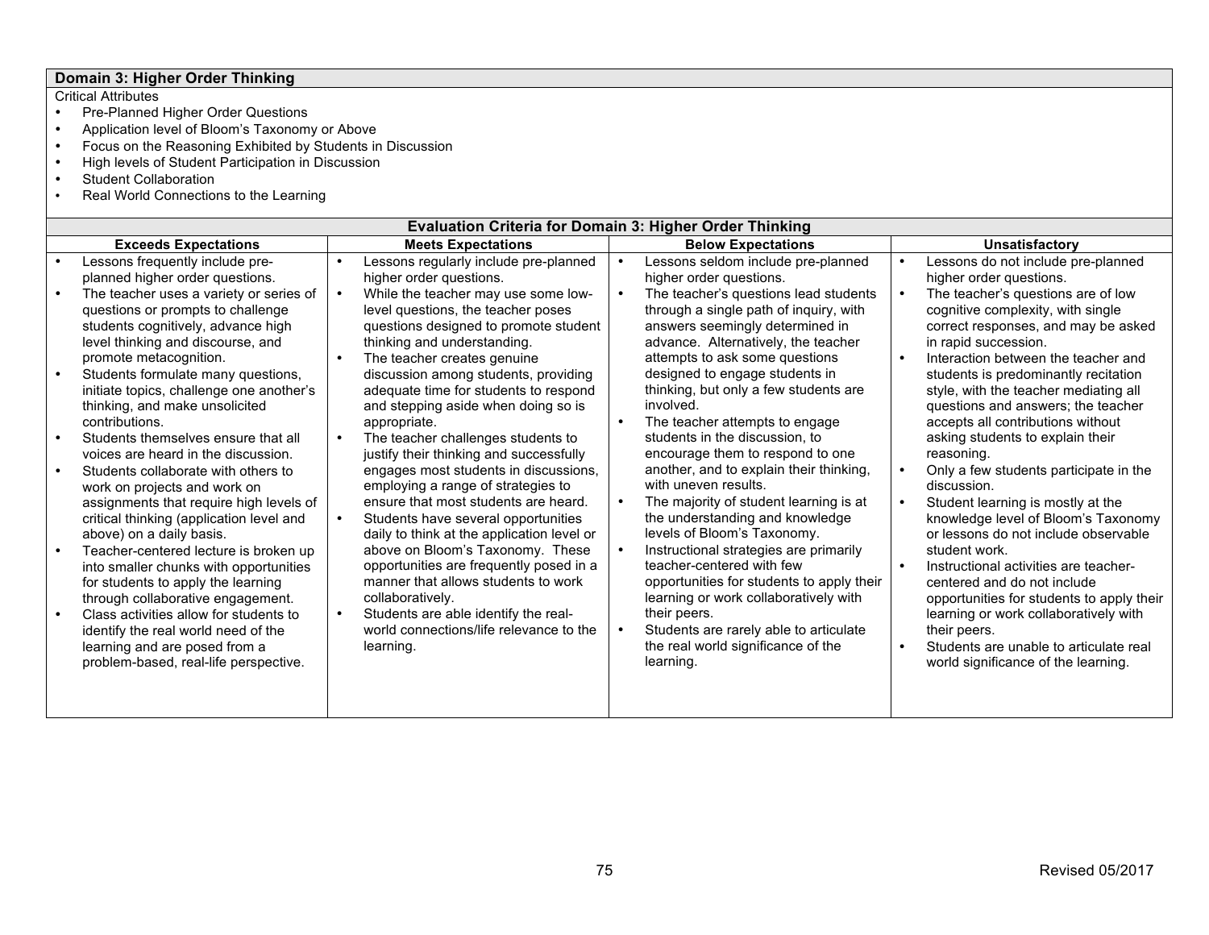## Domain 3: Higher Order Thinking

Critical Attributes

- Pre-Planned Higher Order Questions
- Application level of Bloom's Taxonomy or Above
- Focus on the Reasoning Exhibited by Students in Discussion
- High levels of Student Participation in Discussion
- Student Collaboration
- Real World Connections to the Learning

### Evaluation Criteria for Domain 3: Higher Order Thinking

| Exceeds Expectations | Meets Expectations | Below Expectations | Unsatisfactory |
|---|---|---|---|
| • Lessons frequently include pre-planned higher order questions.<br>• The teacher uses a variety or series of questions or prompts to challenge students cognitively, advance high level thinking and discourse, and promote metacognition.<br>• Students formulate many questions, initiate topics, challenge one another's thinking, and make unsolicited contributions.<br>• Students themselves ensure that all voices are heard in the discussion.<br>• Students collaborate with others to work on projects and work on assignments that require high levels of critical thinking (application level and above) on a daily basis.<br>• Teacher-centered lecture is broken up into smaller chunks with opportunities for students to apply the learning through collaborative engagement.<br>• Class activities allow for students to identify the real world need of the learning and are posed from a problem-based, real-life perspective. | • Lessons regularly include pre-planned higher order questions.<br>• While the teacher may use some low-level questions, the teacher poses questions designed to promote student thinking and understanding.<br>• The teacher creates genuine discussion among students, providing adequate time for students to respond and stepping aside when doing so is appropriate.<br>• The teacher challenges students to justify their thinking and successfully engages most students in discussions, employing a range of strategies to ensure that most students are heard.<br>• Students have several opportunities daily to think at the application level or above on Bloom's Taxonomy. These opportunities are frequently posed in a manner that allows students to work collaboratively.<br>• Students are able identify the real-world connections/life relevance to the learning. | • Lessons seldom include pre-planned higher order questions.<br>• The teacher's questions lead students through a single path of inquiry, with answers seemingly determined in advance. Alternatively, the teacher attempts to ask some questions designed to engage students in thinking, but only a few students are involved.<br>• The teacher attempts to engage students in the discussion, to encourage them to respond to one another, and to explain their thinking, with uneven results.<br>• The majority of student learning is at the understanding and knowledge levels of Bloom's Taxonomy.<br>• Instructional strategies are primarily teacher-centered with few opportunities for students to apply their learning or work collaboratively with their peers.<br>• Students are rarely able to articulate the real world significance of the learning. | • Lessons do not include pre-planned higher order questions.<br>• The teacher's questions are of low cognitive complexity, with single correct responses, and may be asked in rapid succession.<br>• Interaction between the teacher and students is predominantly recitation style, with the teacher mediating all questions and answers; the teacher accepts all contributions without asking students to explain their reasoning.<br>• Only a few students participate in the discussion.<br>• Student learning is mostly at the knowledge level of Bloom's Taxonomy or lessons do not include observable student work.<br>• Instructional activities are teacher-centered and do not include opportunities for students to apply their learning or work collaboratively with their peers.<br>• Students are unable to articulate real world significance of the learning. |

Revised 05/2017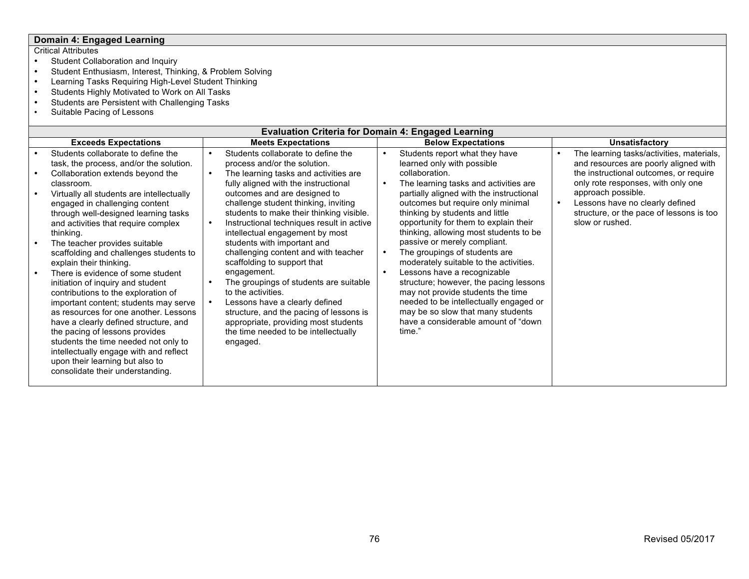## Domain 4: Engaged Learning

Critical Attributes

- Student Collaboration and Inquiry
- Student Enthusiasm, Interest, Thinking, & Problem Solving
- Learning Tasks Requiring High-Level Student Thinking
- Students Highly Motivated to Work on All Tasks
- Students are Persistent with Challenging Tasks
- Suitable Pacing of Lessons

### Evaluation Criteria for Domain 4: Engaged Learning

| Exceeds Expectations | Meets Expectations | Below Expectations | Unsatisfactory |
|---|---|---|---|
| • Students collaborate to define the task, the process, and/or the solution.<br>• Collaboration extends beyond the classroom.<br>• Virtually all students are intellectually engaged in challenging content through well-designed learning tasks and activities that require complex thinking.<br>• The teacher provides suitable scaffolding and challenges students to explain their thinking.<br>• There is evidence of some student initiation of inquiry and student contributions to the exploration of important content; students may serve as resources for one another. Lessons have a clearly defined structure, and the pacing of lessons provides students the time needed not only to intellectually engage with and reflect upon their learning but also to consolidate their understanding. | • Students collaborate to define the process and/or the solution.<br>• The learning tasks and activities are fully aligned with the instructional outcomes and are designed to challenge student thinking, inviting students to make their thinking visible.<br>• Instructional techniques result in active intellectual engagement by most students with important and challenging content and with teacher scaffolding to support that engagement.<br>• The groupings of students are suitable to the activities.<br>• Lessons have a clearly defined structure, and the pacing of lessons is appropriate, providing most students the time needed to be intellectually engaged. | • Students report what they have learned only with possible collaboration.<br>• The learning tasks and activities are partially aligned with the instructional outcomes but require only minimal thinking by students and little opportunity for them to explain their thinking, allowing most students to be passive or merely compliant.<br>• The groupings of students are moderately suitable to the activities.<br>• Lessons have a recognizable structure; however, the pacing lessons may not provide students the time needed to be intellectually engaged or may be so slow that many students have a considerable amount of "down time." | • The learning tasks/activities, materials, and resources are poorly aligned with the instructional outcomes, or require only rote responses, with only one approach possible.<br>• Lessons have no clearly defined structure, or the pace of lessons is too slow or rushed. |

Revised 05/2017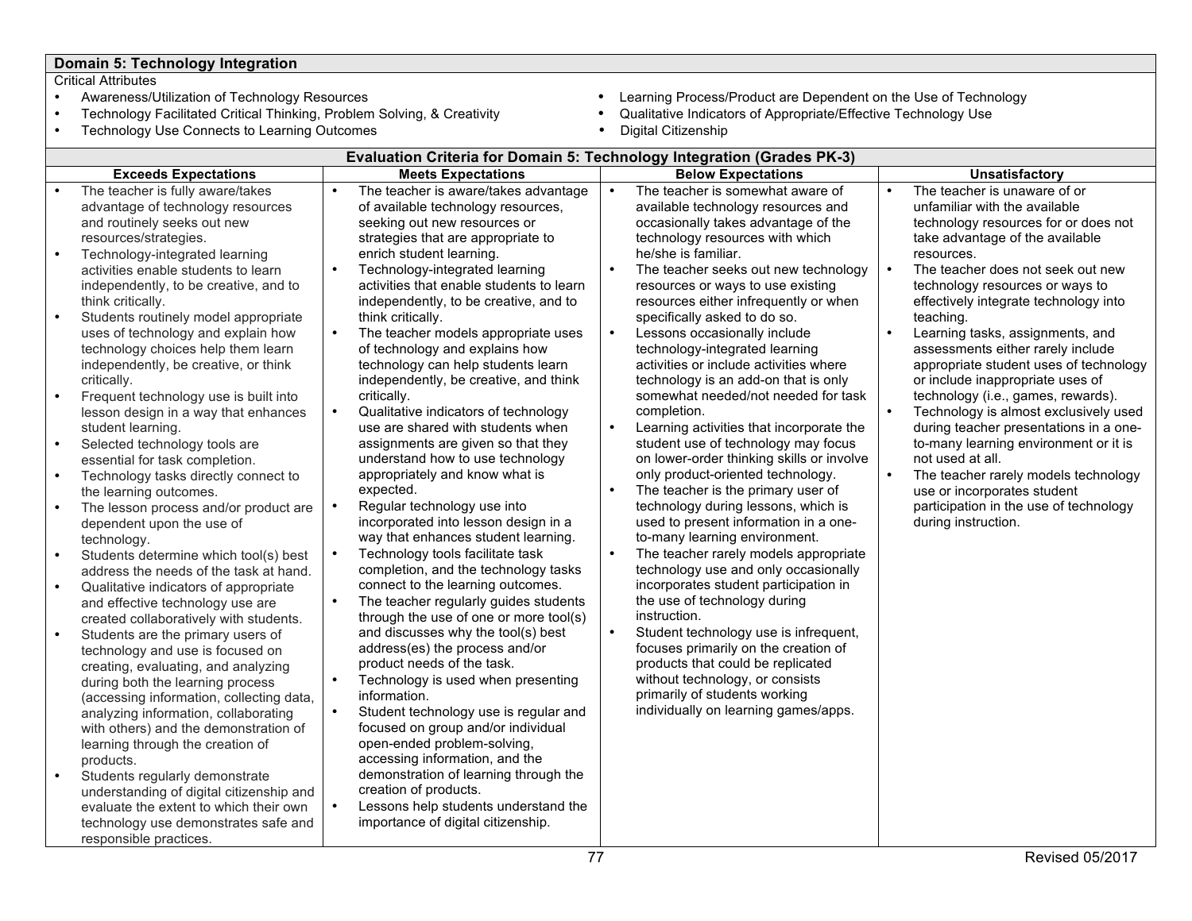## Domain 5: Technology Integration

Critical Attributes

- Awareness/Utilization of Technology Resources
- Technology Facilitated Critical Thinking, Problem Solving, & Creativity
- Technology Use Connects to Learning Outcomes
- Learning Process/Product are Dependent on the Use of Technology
- Qualitative Indicators of Appropriate/Effective Technology Use
- Digital Citizenship

### Evaluation Criteria for Domain 5: Technology Integration (Grades PK-3)

| Exceeds Expectations | Meets Expectations | Below Expectations | Unsatisfactory |
|---|---|---|---|
| • The teacher is fully aware/takes advantage of technology resources and routinely seeks out new resources/strategies.<br>• Technology-integrated learning activities enable students to learn independently, to be creative, and to think critically.<br>• Students routinely model appropriate uses of technology and explain how technology choices help them learn independently, be creative, or think critically.<br>• Frequent technology use is built into lesson design in a way that enhances student learning.<br>• Selected technology tools are essential for task completion.<br>• Technology tasks directly connect to the learning outcomes.<br>• The lesson process and/or product are dependent upon the use of technology.<br>• Students determine which tool(s) best address the needs of the task at hand.<br>• Qualitative indicators of appropriate and effective technology use are created collaboratively with students.<br>• Students are the primary users of technology and use is focused on creating, evaluating, and analyzing during both the learning process (accessing information, collecting data, analyzing information, collaborating with others) and the demonstration of learning through the creation of products.<br>• Students regularly demonstrate understanding of digital citizenship and evaluate the extent to which their own technology use demonstrates safe and responsible practices. | • The teacher is aware/takes advantage of available technology resources, seeking out new resources or strategies that are appropriate to enrich student learning.<br>• Technology-integrated learning activities that enable students to learn independently, to be creative, and to think critically.<br>• The teacher models appropriate uses of technology and explains how technology can help students learn independently, be creative, and think critically.<br>• Qualitative indicators of technology use are shared with students when assignments are given so that they understand how to use technology appropriately and know what is expected.<br>• Regular technology use into incorporated into lesson design in a way that enhances student learning.<br>• Technology tools facilitate task completion, and the technology tasks connect to the learning outcomes.<br>• The teacher regularly guides students through the use of one or more tool(s) and discusses why the tool(s) best address(es) the process and/or product needs of the task.<br>• Technology is used when presenting information.<br>• Student technology use is regular and focused on group and/or individual open-ended problem-solving, accessing information, and the demonstration of learning through the creation of products.<br>• Lessons help students understand the importance of digital citizenship. | • The teacher is somewhat aware of available technology resources and occasionally takes advantage of the technology resources with which he/she is familiar.<br>• The teacher seeks out new technology resources or ways to use existing resources either infrequently or when specifically asked to do so.<br>• Lessons occasionally include technology-integrated learning activities or include activities where technology is an add-on that is only somewhat needed/not needed for task completion.<br>• Learning activities that incorporate the student use of technology may focus on lower-order thinking skills or involve only product-oriented technology.<br>• The teacher is the primary user of technology during lessons, which is used to present information in a one-to-many learning environment.<br>• The teacher rarely models appropriate technology use and only occasionally incorporates student participation in the use of technology during instruction.<br>• Student technology use is infrequent, focuses primarily on the creation of products that could be replicated without technology, or consists primarily of students working individually on learning games/apps. | • The teacher is unaware of or unfamiliar with the available technology resources for or does not take advantage of the available resources.<br>• The teacher does not seek out new technology resources or ways to effectively integrate technology into teaching.<br>• Learning tasks, assignments, and assessments either rarely include appropriate student uses of technology or include inappropriate uses of technology (i.e., games, rewards).<br>• Technology is almost exclusively used during teacher presentations in a one-to-many learning environment or it is not used at all.<br>• The teacher rarely models technology use or incorporates student participation in the use of technology during instruction. |

Revised 05/2017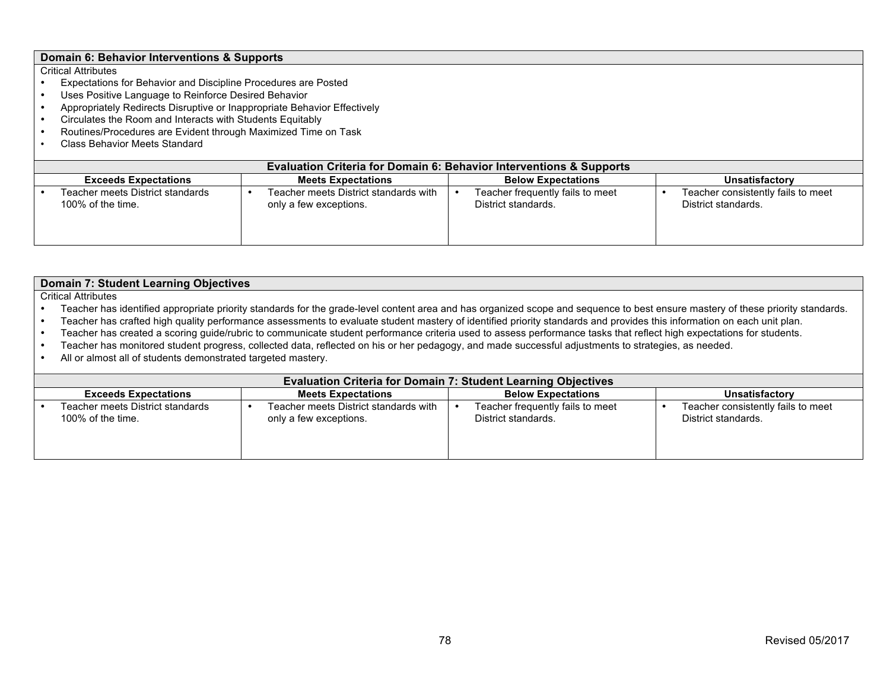## Domain 6: Behavior Interventions & Supports

Critical Attributes

- Expectations for Behavior and Discipline Procedures are Posted
- Uses Positive Language to Reinforce Desired Behavior
- Appropriately Redirects Disruptive or Inappropriate Behavior Effectively
- Circulates the Room and Interacts with Students Equitably
- Routines/Procedures are Evident through Maximized Time on Task
- Class Behavior Meets Standard

**Evaluation Criteria for Domain 6: Behavior Interventions & Supports**

| Exceeds Expectations | Meets Expectations | Below Expectations | Unsatisfactory |
|---|---|---|---|
| • Teacher meets District standards 100% of the time. | • Teacher meets District standards with only a few exceptions. | • Teacher frequently fails to meet District standards. | • Teacher consistently fails to meet District standards. |

## Domain 7: Student Learning Objectives

Critical Attributes

- Teacher has identified appropriate priority standards for the grade-level content area and has organized scope and sequence to best ensure mastery of these priority standards.
- Teacher has crafted high quality performance assessments to evaluate student mastery of identified priority standards and provides this information on each unit plan.
- Teacher has created a scoring guide/rubric to communicate student performance criteria used to assess performance tasks that reflect high expectations for students.
- Teacher has monitored student progress, collected data, reflected on his or her pedagogy, and made successful adjustments to strategies, as needed.
- All or almost all of students demonstrated targeted mastery.

**Evaluation Criteria for Domain 7: Student Learning Objectives**

| Exceeds Expectations | Meets Expectations | Below Expectations | Unsatisfactory |
|---|---|---|---|
| • Teacher meets District standards 100% of the time. | • Teacher meets District standards with only a few exceptions. | • Teacher frequently fails to meet District standards. | • Teacher consistently fails to meet District standards. |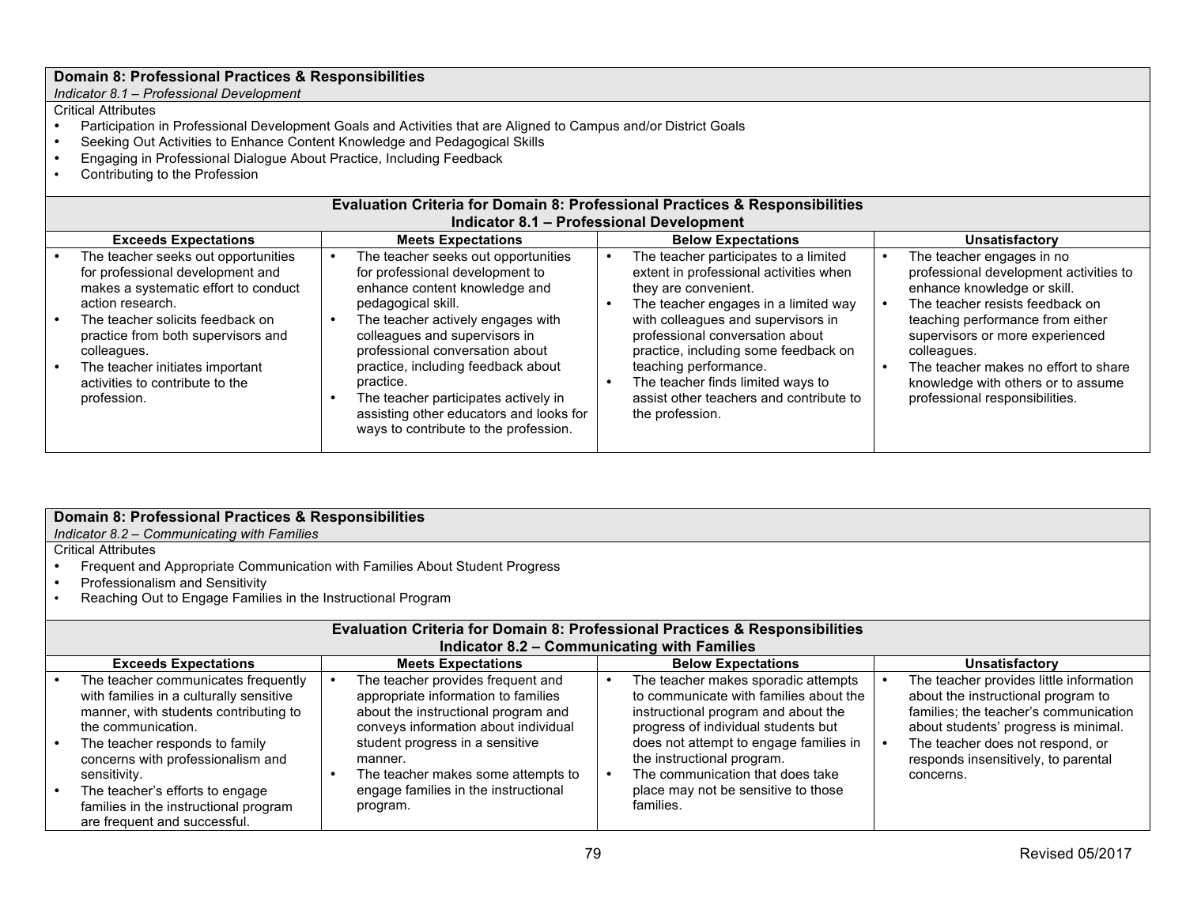## Domain 8: Professional Practices & Responsibilities

*Indicator 8.1 – Professional Development*

Critical Attributes

- Participation in Professional Development Goals and Activities that are Aligned to Campus and/or District Goals
- Seeking Out Activities to Enhance Content Knowledge and Pedagogical Skills
- Engaging in Professional Dialogue About Practice, Including Feedback
- Contributing to the Profession

### Evaluation Criteria for Domain 8: Professional Practices & Responsibilities
### Indicator 8.1 – Professional Development

| Exceeds Expectations | Meets Expectations | Below Expectations | Unsatisfactory |
|---|---|---|---|
| • The teacher seeks out opportunities for professional development and makes a systematic effort to conduct action research.<br>• The teacher solicits feedback on practice from both supervisors and colleagues.<br>• The teacher initiates important activities to contribute to the profession. | • The teacher seeks out opportunities for professional development to enhance content knowledge and pedagogical skill.<br>• The teacher actively engages with colleagues and supervisors in professional conversation about practice, including feedback about practice.<br>• The teacher participates actively in assisting other educators and looks for ways to contribute to the profession. | • The teacher participates to a limited extent in professional activities when they are convenient.<br>• The teacher engages in a limited way with colleagues and supervisors in professional conversation about practice, including some feedback on teaching performance.<br>• The teacher finds limited ways to assist other teachers and contribute to the profession. | • The teacher engages in no professional development activities to enhance knowledge or skill.<br>• The teacher resists feedback on teaching performance from either supervisors or more experienced colleagues.<br>• The teacher makes no effort to share knowledge with others or to assume professional responsibilities. |

## Domain 8: Professional Practices & Responsibilities

*Indicator 8.2 – Communicating with Families*

Critical Attributes

- Frequent and Appropriate Communication with Families About Student Progress
- Professionalism and Sensitivity
- Reaching Out to Engage Families in the Instructional Program

### Evaluation Criteria for Domain 8: Professional Practices & Responsibilities
### Indicator 8.2 – Communicating with Families

| Exceeds Expectations | Meets Expectations | Below Expectations | Unsatisfactory |
|---|---|---|---|
| • The teacher communicates frequently with families in a culturally sensitive manner, with students contributing to the communication.<br>• The teacher responds to family concerns with professionalism and sensitivity.<br>• The teacher's efforts to engage families in the instructional program are frequent and successful. | • The teacher provides frequent and appropriate information to families about the instructional program and conveys information about individual student progress in a sensitive manner.<br>• The teacher makes some attempts to engage families in the instructional program. | • The teacher makes sporadic attempts to communicate with families about the instructional program and about the progress of individual students but does not attempt to engage families in the instructional program.<br>• The communication that does take place may not be sensitive to those families. | • The teacher provides little information about the instructional program to families; the teacher's communication about students' progress is minimal.<br>• The teacher does not respond, or responds insensitively, to parental concerns. |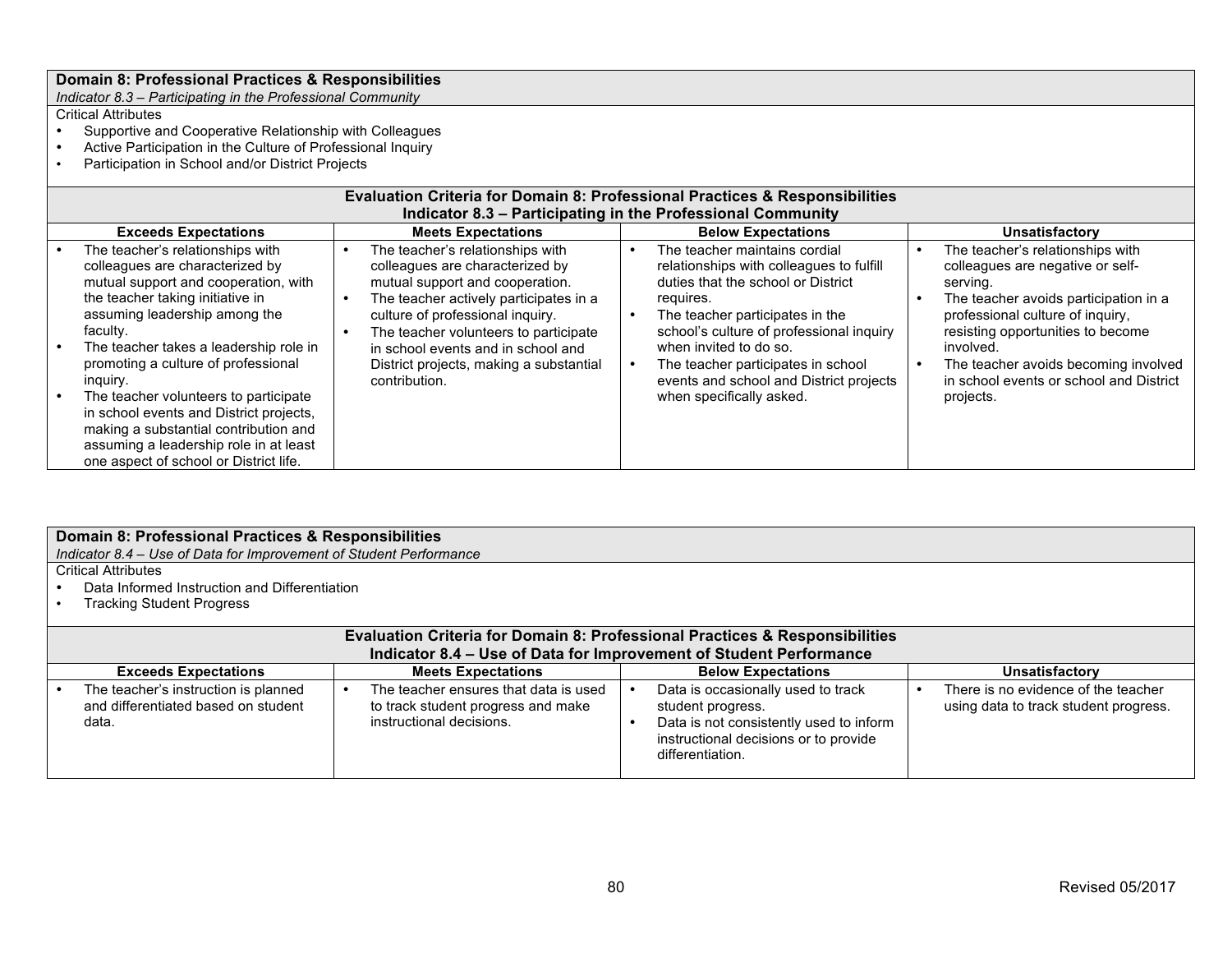**Domain 8: Professional Practices & Responsibilities**
*Indicator 8.3 – Participating in the Professional Community*

Critical Attributes

- Supportive and Cooperative Relationship with Colleagues
- Active Participation in the Culture of Professional Inquiry
- Participation in School and/or District Projects

**Evaluation Criteria for Domain 8: Professional Practices & Responsibilities**
**Indicator 8.3 – Participating in the Professional Community**

| Exceeds Expectations | Meets Expectations | Below Expectations | Unsatisfactory |
|---|---|---|---|
| • The teacher's relationships with colleagues are characterized by mutual support and cooperation, with the teacher taking initiative in assuming leadership among the faculty.<br>• The teacher takes a leadership role in promoting a culture of professional inquiry.<br>• The teacher volunteers to participate in school events and District projects, making a substantial contribution and assuming a leadership role in at least one aspect of school or District life. | • The teacher's relationships with colleagues are characterized by mutual support and cooperation.<br>• The teacher actively participates in a culture of professional inquiry.<br>• The teacher volunteers to participate in school events and in school and District projects, making a substantial contribution. | • The teacher maintains cordial relationships with colleagues to fulfill duties that the school or District requires.<br>• The teacher participates in the school's culture of professional inquiry when invited to do so.<br>• The teacher participates in school events and school and District projects when specifically asked. | • The teacher's relationships with colleagues are negative or self-serving.<br>• The teacher avoids participation in a professional culture of inquiry, resisting opportunities to become involved.<br>• The teacher avoids becoming involved in school events or school and District projects. |

**Domain 8: Professional Practices & Responsibilities**
*Indicator 8.4 – Use of Data for Improvement of Student Performance*

Critical Attributes

- Data Informed Instruction and Differentiation
- Tracking Student Progress

**Evaluation Criteria for Domain 8: Professional Practices & Responsibilities**
**Indicator 8.4 – Use of Data for Improvement of Student Performance**

| Exceeds Expectations | Meets Expectations | Below Expectations | Unsatisfactory |
|---|---|---|---|
| • The teacher's instruction is planned and differentiated based on student data. | • The teacher ensures that data is used to track student progress and make instructional decisions. | • Data is occasionally used to track student progress.<br>• Data is not consistently used to inform instructional decisions or to provide differentiation. | • There is no evidence of the teacher using data to track student progress. |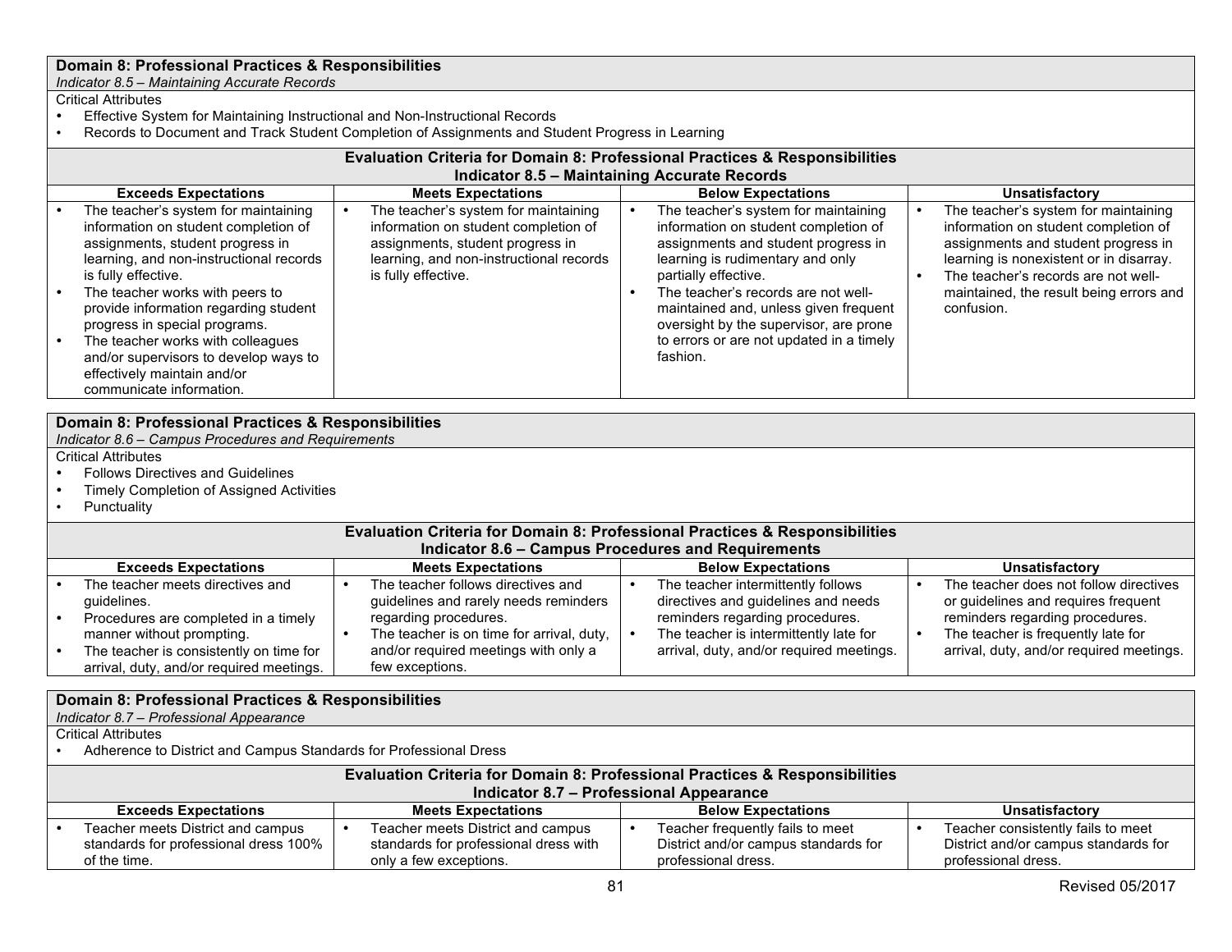## Domain 8: Professional Practices & Responsibilities

*Indicator 8.5 – Maintaining Accurate Records*

Critical Attributes

- Effective System for Maintaining Instructional and Non-Instructional Records
- Records to Document and Track Student Completion of Assignments and Student Progress in Learning

**Evaluation Criteria for Domain 8: Professional Practices & Responsibilities**
**Indicator 8.5 – Maintaining Accurate Records**

| Exceeds Expectations | Meets Expectations | Below Expectations | Unsatisfactory |
|---|---|---|---|
| • The teacher's system for maintaining information on student completion of assignments, student progress in learning, and non-instructional records is fully effective.<br>• The teacher works with peers to provide information regarding student progress in special programs.<br>• The teacher works with colleagues and/or supervisors to develop ways to effectively maintain and/or communicate information. | • The teacher's system for maintaining information on student completion of assignments, student progress in learning, and non-instructional records is fully effective. | • The teacher's system for maintaining information on student completion of assignments and student progress in learning is rudimentary and only partially effective.<br>• The teacher's records are not well-maintained and, unless given frequent oversight by the supervisor, are prone to errors or are not updated in a timely fashion. | • The teacher's system for maintaining information on student completion of assignments and student progress in learning is nonexistent or in disarray.<br>• The teacher's records are not well-maintained, the result being errors and confusion. |

## Domain 8: Professional Practices & Responsibilities

*Indicator 8.6 – Campus Procedures and Requirements*

Critical Attributes

- Follows Directives and Guidelines
- Timely Completion of Assigned Activities
- Punctuality

**Evaluation Criteria for Domain 8: Professional Practices & Responsibilities**
**Indicator 8.6 – Campus Procedures and Requirements**

| Exceeds Expectations | Meets Expectations | Below Expectations | Unsatisfactory |
|---|---|---|---|
| • The teacher meets directives and guidelines.<br>• Procedures are completed in a timely manner without prompting.<br>• The teacher is consistently on time for arrival, duty, and/or required meetings. | • The teacher follows directives and guidelines and rarely needs reminders regarding procedures.<br>• The teacher is on time for arrival, duty, and/or required meetings with only a few exceptions. | • The teacher intermittently follows directives and guidelines and needs reminders regarding procedures.<br>• The teacher is intermittently late for arrival, duty, and/or required meetings. | • The teacher does not follow directives or guidelines and requires frequent reminders regarding procedures.<br>• The teacher is frequently late for arrival, duty, and/or required meetings. |

## Domain 8: Professional Practices & Responsibilities

*Indicator 8.7 – Professional Appearance*

Critical Attributes

- Adherence to District and Campus Standards for Professional Dress

**Evaluation Criteria for Domain 8: Professional Practices & Responsibilities**
**Indicator 8.7 – Professional Appearance**

| Exceeds Expectations | Meets Expectations | Below Expectations | Unsatisfactory |
|---|---|---|---|
| • Teacher meets District and campus standards for professional dress 100% of the time. | • Teacher meets District and campus standards for professional dress with only a few exceptions. | • Teacher frequently fails to meet District and/or campus standards for professional dress. | • Teacher consistently fails to meet District and/or campus standards for professional dress. |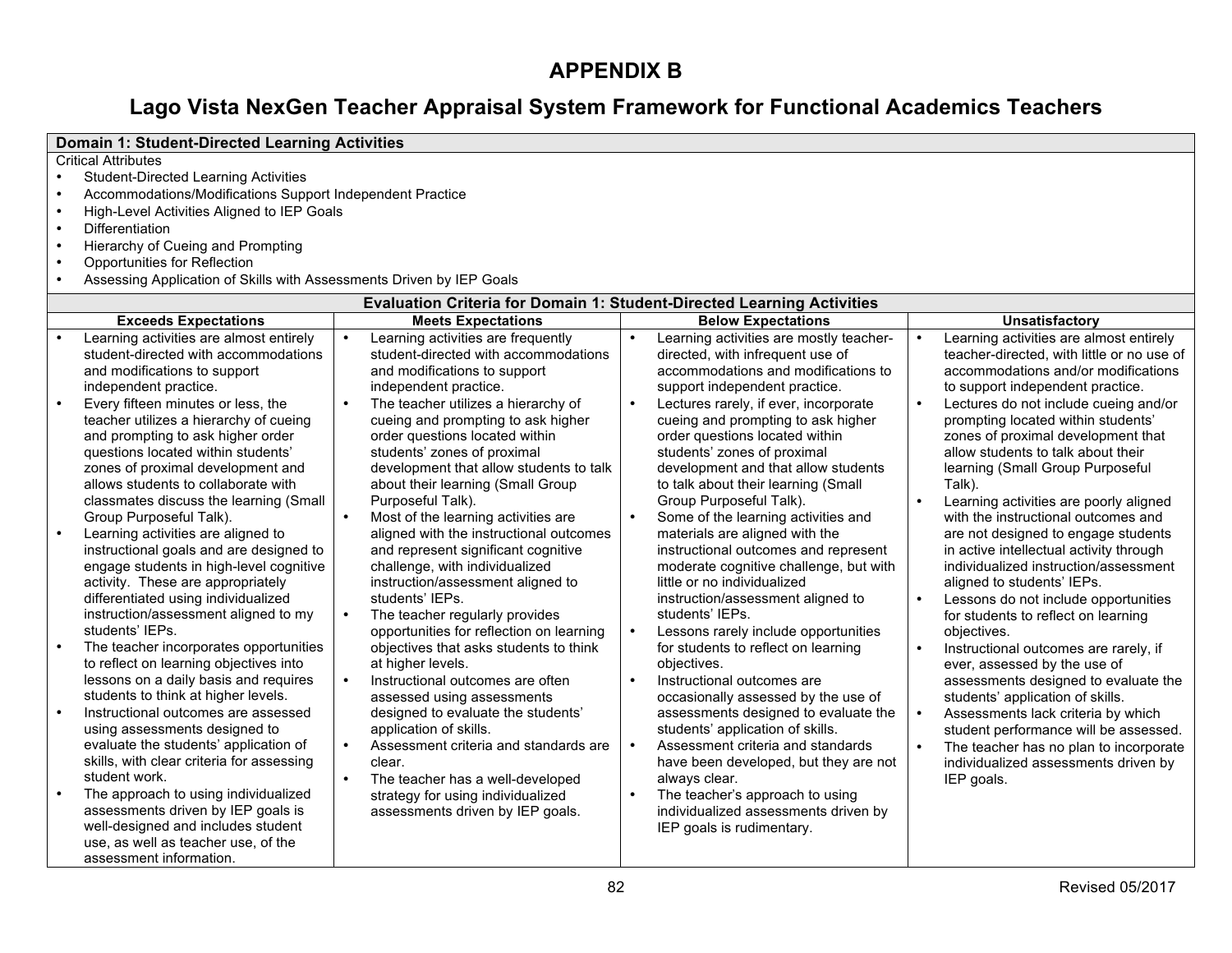# APPENDIX B

## Lago Vista NexGen Teacher Appraisal System Framework for Functional Academics Teachers

**Domain 1: Student-Directed Learning Activities**

Critical Attributes

- Student-Directed Learning Activities
- Accommodations/Modifications Support Independent Practice
- High-Level Activities Aligned to IEP Goals
- Differentiation
- Hierarchy of Cueing and Prompting
- Opportunities for Reflection
- Assessing Application of Skills with Assessments Driven by IEP Goals

**Evaluation Criteria for Domain 1: Student-Directed Learning Activities**

| Exceeds Expectations | Meets Expectations | Below Expectations | Unsatisfactory |
|---|---|---|---|
| • Learning activities are almost entirely student-directed with accommodations and modifications to support independent practice.<br>• Every fifteen minutes or less, the teacher utilizes a hierarchy of cueing and prompting to ask higher order questions located within students' zones of proximal development and allows students to collaborate with classmates discuss the learning (Small Group Purposeful Talk).<br>• Learning activities are aligned to instructional goals and are designed to engage students in high-level cognitive activity. These are appropriately differentiated using individualized instruction/assessment aligned to my students' IEPs.<br>• The teacher incorporates opportunities to reflect on learning objectives into lessons on a daily basis and requires students to think at higher levels.<br>• Instructional outcomes are assessed using assessments designed to evaluate the students' application of skills, with clear criteria for assessing student work.<br>• The approach to using individualized assessments driven by IEP goals is well-designed and includes student use, as well as teacher use, of the assessment information. | • Learning activities are frequently student-directed with accommodations and modifications to support independent practice.<br>• The teacher utilizes a hierarchy of cueing and prompting to ask higher order questions located within students' zones of proximal development that allow students to talk about their learning (Small Group Purposeful Talk).<br>• Most of the learning activities are aligned with the instructional outcomes and represent significant cognitive challenge, with individualized instruction/assessment aligned to students' IEPs.<br>• The teacher regularly provides opportunities for reflection on learning objectives that asks students to think at higher levels.<br>• Instructional outcomes are often assessed using assessments designed to evaluate the students' application of skills.<br>• Assessment criteria and standards are clear.<br>• The teacher has a well-developed strategy for using individualized assessments driven by IEP goals. | • Learning activities are mostly teacher-directed, with infrequent use of accommodations and modifications to support independent practice.<br>• Lectures rarely, if ever, incorporate cueing and prompting to ask higher order questions located within students' zones of proximal development and that allow students to talk about their learning (Small Group Purposeful Talk).<br>• Some of the learning activities and materials are aligned with the instructional outcomes and represent moderate cognitive challenge, but with little or no individualized instruction/assessment aligned to students' IEPs.<br>• Lessons rarely include opportunities for students to reflect on learning objectives.<br>• Instructional outcomes are occasionally assessed by the use of assessments designed to evaluate the students' application of skills.<br>• Assessment criteria and standards have been developed, but they are not always clear.<br>• The teacher's approach to using individualized assessments driven by IEP goals is rudimentary. | • Learning activities are almost entirely teacher-directed, with little or no use of accommodations and/or modifications to support independent practice.<br>• Lectures do not include cueing and/or prompting located within students' zones of proximal development that allow students to talk about their learning (Small Group Purposeful Talk).<br>• Learning activities are poorly aligned with the instructional outcomes and are not designed to engage students in active intellectual activity through individualized instruction/assessment aligned to students' IEPs.<br>• Lessons do not include opportunities for students to reflect on learning objectives.<br>• Instructional outcomes are rarely, if ever, assessed by the use of assessments designed to evaluate the students' application of skills.<br>• Assessments lack criteria by which student performance will be assessed.<br>• The teacher has no plan to incorporate individualized assessments driven by IEP goals. |

Revised 05/2017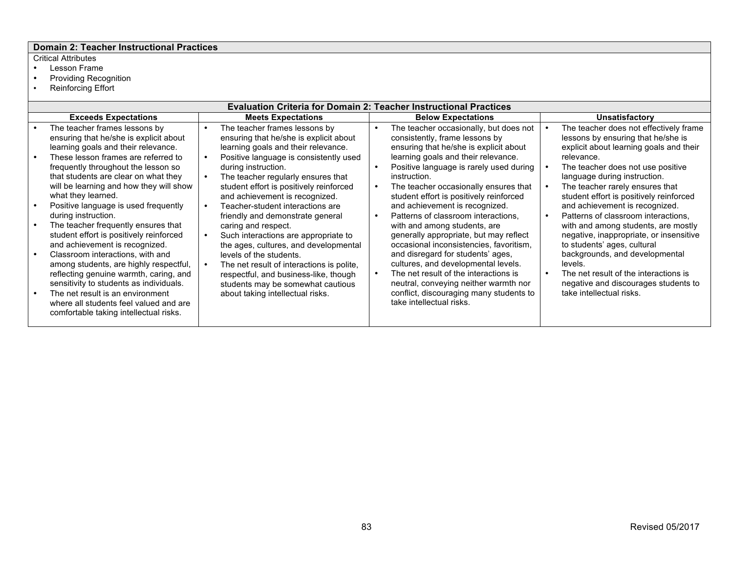## Domain 2: Teacher Instructional Practices

Critical Attributes

- Lesson Frame
- Providing Recognition
- Reinforcing Effort

**Evaluation Criteria for Domain 2: Teacher Instructional Practices**

| Exceeds Expectations | Meets Expectations | Below Expectations | Unsatisfactory |
|---|---|---|---|
| • The teacher frames lessons by ensuring that he/she is explicit about learning goals and their relevance.<br>• These lesson frames are referred to frequently throughout the lesson so that students are clear on what they will be learning and how they will show what they learned.<br>• Positive language is used frequently during instruction.<br>• The teacher frequently ensures that student effort is positively reinforced and achievement is recognized.<br>• Classroom interactions, with and among students, are highly respectful, reflecting genuine warmth, caring, and sensitivity to students as individuals.<br>• The net result is an environment where all students feel valued and are comfortable taking intellectual risks. | • The teacher frames lessons by ensuring that he/she is explicit about learning goals and their relevance.<br>• Positive language is consistently used during instruction.<br>• The teacher regularly ensures that student effort is positively reinforced and achievement is recognized.<br>• Teacher-student interactions are friendly and demonstrate general caring and respect.<br>• Such interactions are appropriate to the ages, cultures, and developmental levels of the students.<br>• The net result of interactions is polite, respectful, and business-like, though students may be somewhat cautious about taking intellectual risks. | • The teacher occasionally, but does not consistently, frame lessons by ensuring that he/she is explicit about learning goals and their relevance.<br>• Positive language is rarely used during instruction.<br>• The teacher occasionally ensures that student effort is positively reinforced and achievement is recognized.<br>• Patterns of classroom interactions, with and among students, are generally appropriate, but may reflect occasional inconsistencies, favoritism, and disregard for students' ages, cultures, and developmental levels.<br>• The net result of the interactions is neutral, conveying neither warmth nor conflict, discouraging many students to take intellectual risks. | • The teacher does not effectively frame lessons by ensuring that he/she is explicit about learning goals and their relevance.<br>• The teacher does not use positive language during instruction.<br>• The teacher rarely ensures that student effort is positively reinforced and achievement is recognized.<br>• Patterns of classroom interactions, with and among students, are mostly negative, inappropriate, or insensitive to students' ages, cultural backgrounds, and developmental levels.<br>• The net result of the interactions is negative and discourages students to take intellectual risks. |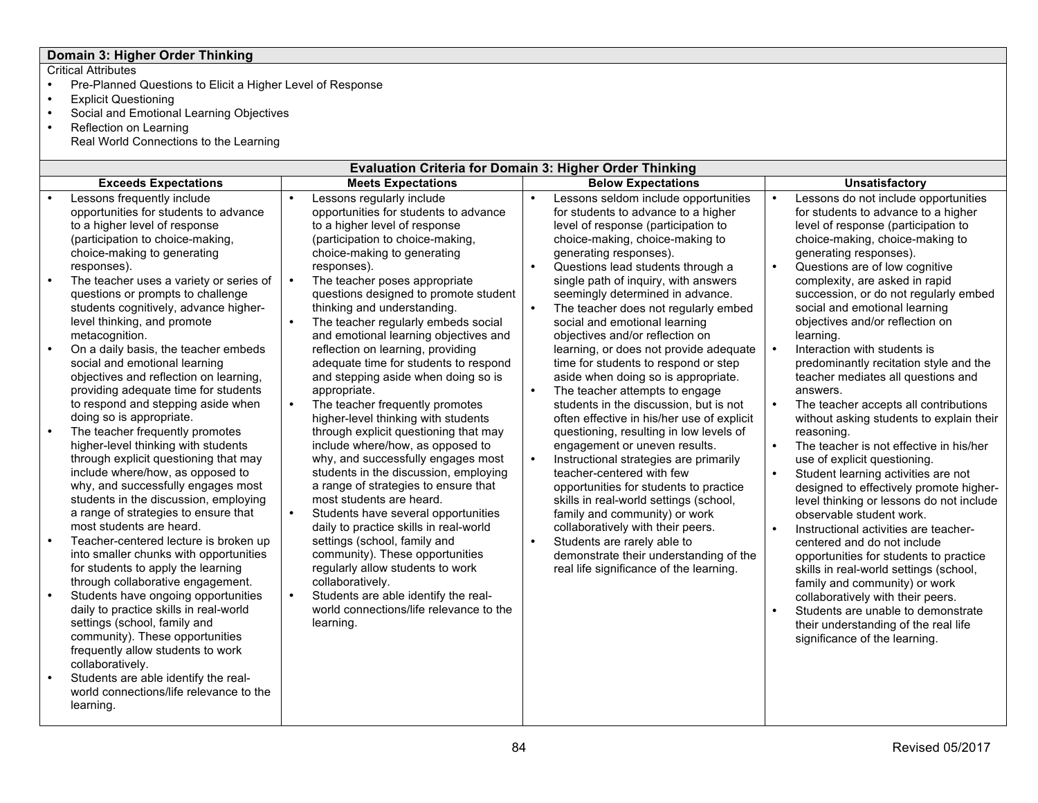## Domain 3: Higher Order Thinking

Critical Attributes

- Pre-Planned Questions to Elicit a Higher Level of Response
- Explicit Questioning
- Social and Emotional Learning Objectives
- Reflection on Learning
  Real World Connections to the Learning

### Evaluation Criteria for Domain 3: Higher Order Thinking

| Exceeds Expectations | Meets Expectations | Below Expectations | Unsatisfactory |
|---|---|---|---|
| • Lessons frequently include opportunities for students to advance to a higher level of response (participation to choice-making, choice-making to generating responses).<br>• The teacher uses a variety or series of questions or prompts to challenge students cognitively, advance higher-level thinking, and promote metacognition.<br>• On a daily basis, the teacher embeds social and emotional learning objectives and reflection on learning, providing adequate time for students to respond and stepping aside when doing so is appropriate.<br>• The teacher frequently promotes higher-level thinking with students through explicit questioning that may include where/how, as opposed to why, and successfully engages most students in the discussion, employing a range of strategies to ensure that most students are heard.<br>• Teacher-centered lecture is broken up into smaller chunks with opportunities for students to apply the learning through collaborative engagement.<br>• Students have ongoing opportunities daily to practice skills in real-world settings (school, family and community). These opportunities frequently allow students to work collaboratively.<br>• Students are able identify the real-world connections/life relevance to the learning. | • Lessons regularly include opportunities for students to advance to a higher level of response (participation to choice-making, choice-making to generating responses).<br>• The teacher poses appropriate questions designed to promote student thinking and understanding.<br>• The teacher regularly embeds social and emotional learning objectives and reflection on learning, providing adequate time for students to respond and stepping aside when doing so is appropriate.<br>• The teacher frequently promotes higher-level thinking with students through explicit questioning that may include where/how, as opposed to why, and successfully engages most students in the discussion, employing a range of strategies to ensure that most students are heard.<br>• Students have several opportunities daily to practice skills in real-world settings (school, family and community). These opportunities regularly allow students to work collaboratively.<br>• Students are able identify the real-world connections/life relevance to the learning. | • Lessons seldom include opportunities for students to advance to a higher level of response (participation to choice-making, choice-making to generating responses).<br>• Questions lead students through a single path of inquiry, with answers seemingly determined in advance.<br>• The teacher does not regularly embed social and emotional learning objectives and/or reflection on learning, or does not provide adequate time for students to respond or step aside when doing so is appropriate.<br>• The teacher attempts to engage students in the discussion, but is not often effective in his/her use of explicit questioning, resulting in low levels of engagement or uneven results.<br>• Instructional strategies are primarily teacher-centered with few opportunities for students to practice skills in real-world settings (school, family and community) or work collaboratively with their peers.<br>• Students are rarely able to demonstrate their understanding of the real life significance of the learning. | • Lessons do not include opportunities for students to advance to a higher level of response (participation to choice-making, choice-making to generating responses).<br>• Questions are of low cognitive complexity, are asked in rapid succession, or do not regularly embed social and emotional learning objectives and/or reflection on learning.<br>• Interaction with students is predominantly recitation style and the teacher mediates all questions and answers.<br>• The teacher accepts all contributions without asking students to explain their reasoning.<br>• The teacher is not effective in his/her use of explicit questioning.<br>• Student learning activities are not designed to effectively promote higher-level thinking or lessons do not include observable student work.<br>• Instructional activities are teacher-centered and do not include opportunities for students to practice skills in real-world settings (school, family and community) or work collaboratively with their peers.<br>• Students are unable to demonstrate their understanding of the real life significance of the learning. |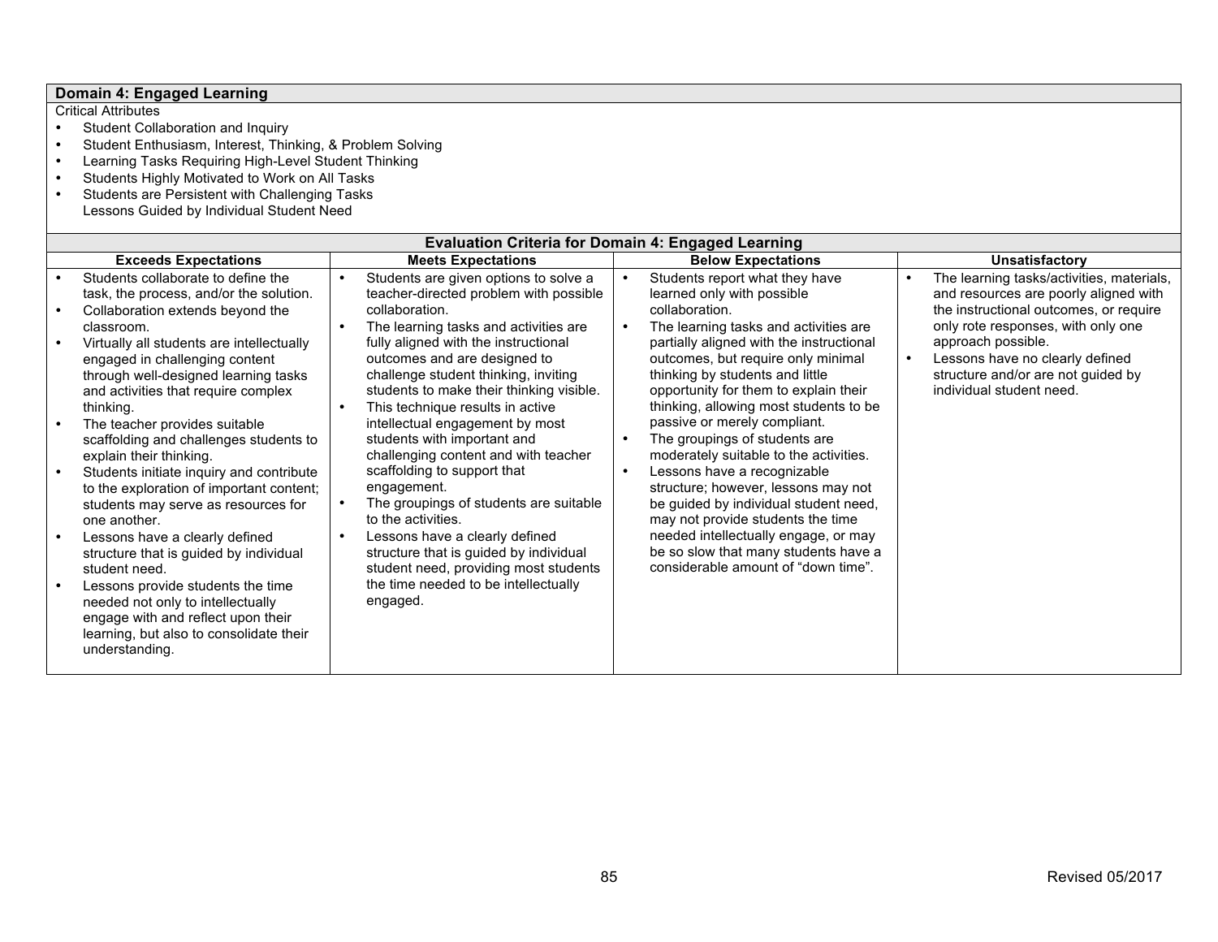## Domain 4: Engaged Learning

Critical Attributes

- Student Collaboration and Inquiry
- Student Enthusiasm, Interest, Thinking, & Problem Solving
- Learning Tasks Requiring High-Level Student Thinking
- Students Highly Motivated to Work on All Tasks
- Students are Persistent with Challenging Tasks
  Lessons Guided by Individual Student Need

### Evaluation Criteria for Domain 4: Engaged Learning

| Exceeds Expectations | Meets Expectations | Below Expectations | Unsatisfactory |
|---|---|---|---|
| • Students collaborate to define the task, the process, and/or the solution.<br>• Collaboration extends beyond the classroom.<br>• Virtually all students are intellectually engaged in challenging content through well-designed learning tasks and activities that require complex thinking.<br>• The teacher provides suitable scaffolding and challenges students to explain their thinking.<br>• Students initiate inquiry and contribute to the exploration of important content; students may serve as resources for one another.<br>• Lessons have a clearly defined structure that is guided by individual student need.<br>• Lessons provide students the time needed not only to intellectually engage with and reflect upon their learning, but also to consolidate their understanding. | • Students are given options to solve a teacher-directed problem with possible collaboration.<br>• The learning tasks and activities are fully aligned with the instructional outcomes and are designed to challenge student thinking, inviting students to make their thinking visible.<br>• This technique results in active intellectual engagement by most students with important and challenging content and with teacher scaffolding to support that engagement.<br>• The groupings of students are suitable to the activities.<br>• Lessons have a clearly defined structure that is guided by individual student need, providing most students the time needed to be intellectually engaged. | • Students report what they have learned only with possible collaboration.<br>• The learning tasks and activities are partially aligned with the instructional outcomes, but require only minimal thinking by students and little opportunity for them to explain their thinking, allowing most students to be passive or merely compliant.<br>• The groupings of students are moderately suitable to the activities.<br>• Lessons have a recognizable structure; however, lessons may not be guided by individual student need, may not provide students the time needed intellectually engage, or may be so slow that many students have a considerable amount of "down time". | • The learning tasks/activities, materials, and resources are poorly aligned with the instructional outcomes, or require only rote responses, with only one approach possible.<br>• Lessons have no clearly defined structure and/or are not guided by individual student need. |

Revised 05/2017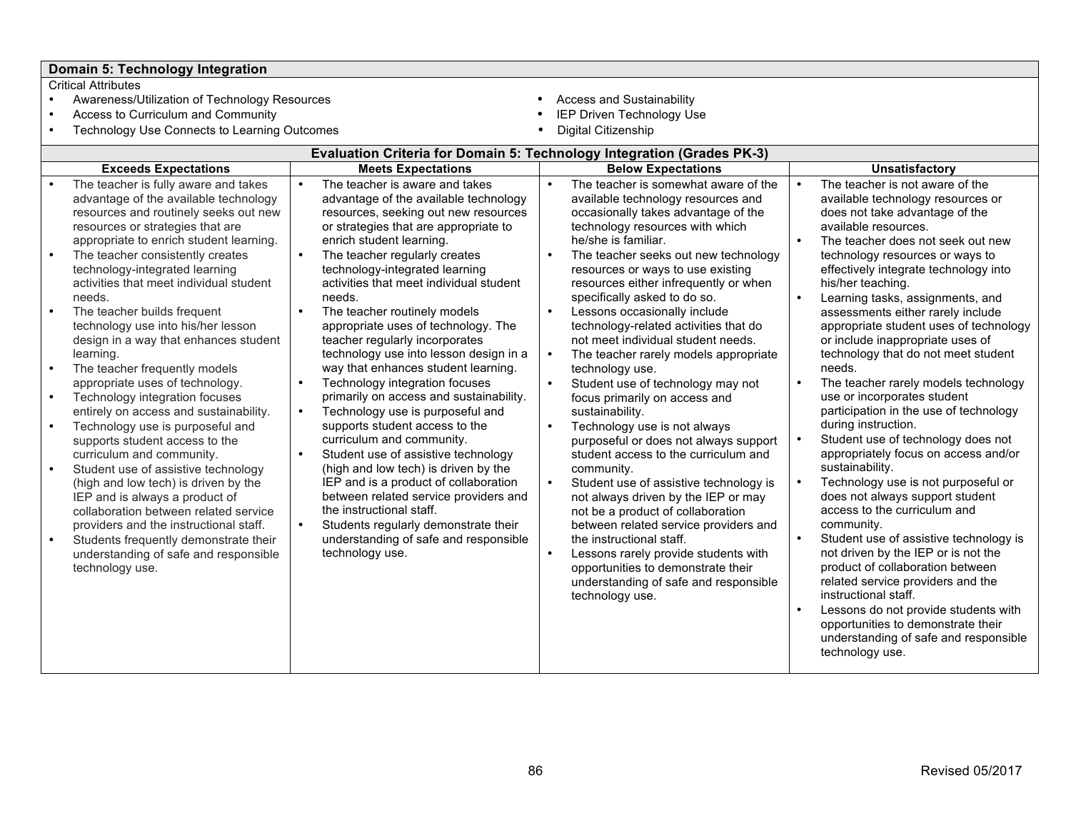## Domain 5: Technology Integration

Critical Attributes

- Awareness/Utilization of Technology Resources
- Access to Curriculum and Community
- Technology Use Connects to Learning Outcomes
- Access and Sustainability
- IEP Driven Technology Use
- Digital Citizenship

### Evaluation Criteria for Domain 5: Technology Integration (Grades PK-3)

| Exceeds Expectations | Meets Expectations | Below Expectations | Unsatisfactory |
|---|---|---|---|
| • The teacher is fully aware and takes advantage of the available technology resources and routinely seeks out new resources or strategies that are appropriate to enrich student learning.<br>• The teacher consistently creates technology-integrated learning activities that meet individual student needs.<br>• The teacher builds frequent technology use into his/her lesson design in a way that enhances student learning.<br>• The teacher frequently models appropriate uses of technology.<br>• Technology integration focuses entirely on access and sustainability.<br>• Technology use is purposeful and supports student access to the curriculum and community.<br>• Student use of assistive technology (high and low tech) is driven by the IEP and is always a product of collaboration between related service providers and the instructional staff.<br>• Students frequently demonstrate their understanding of safe and responsible technology use. | • The teacher is aware and takes advantage of the available technology resources, seeking out new resources or strategies that are appropriate to enrich student learning.<br>• The teacher regularly creates technology-integrated learning activities that meet individual student needs.<br>• The teacher routinely models appropriate uses of technology. The teacher regularly incorporates technology use into lesson design in a way that enhances student learning.<br>• Technology integration focuses primarily on access and sustainability.<br>• Technology use is purposeful and supports student access to the curriculum and community.<br>• Student use of assistive technology (high and low tech) is driven by the IEP and is a product of collaboration between related service providers and the instructional staff.<br>• Students regularly demonstrate their understanding of safe and responsible technology use. | • The teacher is somewhat aware of the available technology resources and occasionally takes advantage of the technology resources with which he/she is familiar.<br>• The teacher seeks out new technology resources or ways to use existing resources either infrequently or when specifically asked to do so.<br>• Lessons occasionally include technology-related activities that do not meet individual student needs.<br>• The teacher rarely models appropriate technology use.<br>• Student use of technology may not focus primarily on access and sustainability.<br>• Technology use is not always purposeful or does not always support student access to the curriculum and community.<br>• Student use of assistive technology is not always driven by the IEP or may not be a product of collaboration between related service providers and the instructional staff.<br>• Lessons rarely provide students with opportunities to demonstrate their understanding of safe and responsible technology use. | • The teacher is not aware of the available technology resources or does not take advantage of the available resources.<br>• The teacher does not seek out new technology resources or ways to effectively integrate technology into his/her teaching.<br>• Learning tasks, assignments, and assessments either rarely include appropriate student uses of technology or include inappropriate uses of technology that do not meet student needs.<br>• The teacher rarely models technology use or incorporates student participation in the use of technology during instruction.<br>• Student use of technology does not appropriately focus on access and/or sustainability.<br>• Technology use is not purposeful or does not always support student access to the curriculum and community.<br>• Student use of assistive technology is not driven by the IEP or is not the product of collaboration between related service providers and the instructional staff.<br>• Lessons do not provide students with opportunities to demonstrate their understanding of safe and responsible technology use. |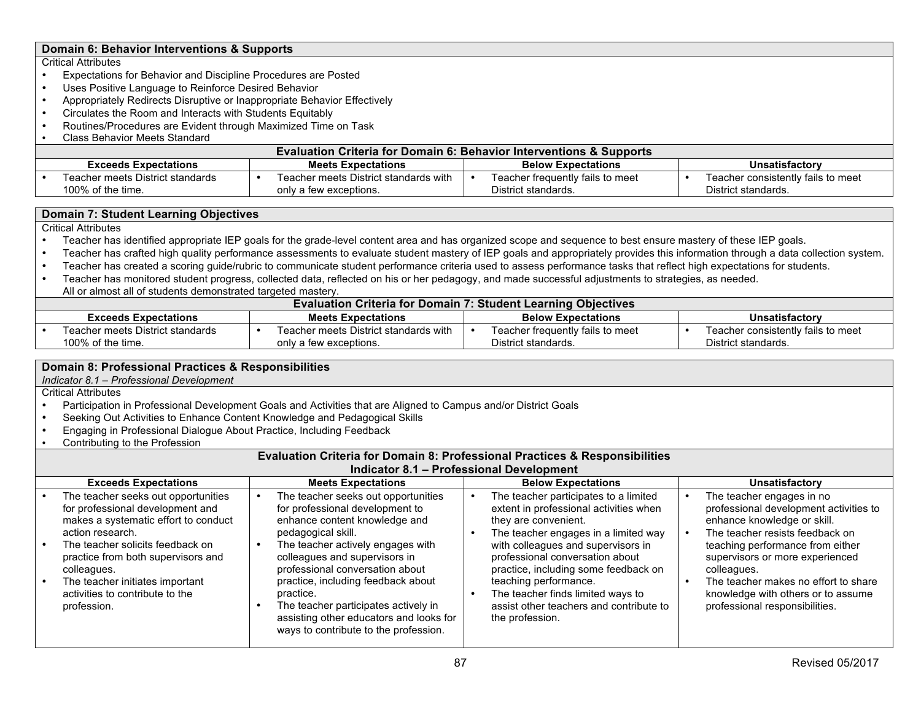## Domain 6: Behavior Interventions & Supports

Critical Attributes

- Expectations for Behavior and Discipline Procedures are Posted
- Uses Positive Language to Reinforce Desired Behavior
- Appropriately Redirects Disruptive or Inappropriate Behavior Effectively
- Circulates the Room and Interacts with Students Equitably
- Routines/Procedures are Evident through Maximized Time on Task
- Class Behavior Meets Standard

**Evaluation Criteria for Domain 6: Behavior Interventions & Supports**

| Exceeds Expectations | Meets Expectations | Below Expectations | Unsatisfactory |
|---|---|---|---|
| • Teacher meets District standards 100% of the time. | • Teacher meets District standards with only a few exceptions. | • Teacher frequently fails to meet District standards. | • Teacher consistently fails to meet District standards. |

## Domain 7: Student Learning Objectives

Critical Attributes

- Teacher has identified appropriate IEP goals for the grade-level content area and has organized scope and sequence to best ensure mastery of these IEP goals.
- Teacher has crafted high quality performance assessments to evaluate student mastery of IEP goals and appropriately provides this information through a data collection system.
- Teacher has created a scoring guide/rubric to communicate student performance criteria used to assess performance tasks that reflect high expectations for students.
- Teacher has monitored student progress, collected data, reflected on his or her pedagogy, and made successful adjustments to strategies, as needed.
  All or almost all of students demonstrated targeted mastery.

**Evaluation Criteria for Domain 7: Student Learning Objectives**

| Exceeds Expectations | Meets Expectations | Below Expectations | Unsatisfactory |
|---|---|---|---|
| • Teacher meets District standards 100% of the time. | • Teacher meets District standards with only a few exceptions. | • Teacher frequently fails to meet District standards. | • Teacher consistently fails to meet District standards. |

## Domain 8: Professional Practices & Responsibilities

*Indicator 8.1 – Professional Development*

Critical Attributes

- Participation in Professional Development Goals and Activities that are Aligned to Campus and/or District Goals
- Seeking Out Activities to Enhance Content Knowledge and Pedagogical Skills
- Engaging in Professional Dialogue About Practice, Including Feedback
- Contributing to the Profession

**Evaluation Criteria for Domain 8: Professional Practices & Responsibilities**
**Indicator 8.1 – Professional Development**

| Exceeds Expectations | Meets Expectations | Below Expectations | Unsatisfactory |
|---|---|---|---|
| • The teacher seeks out opportunities for professional development and makes a systematic effort to conduct action research.<br>• The teacher solicits feedback on practice from both supervisors and colleagues.<br>• The teacher initiates important activities to contribute to the profession. | • The teacher seeks out opportunities for professional development to enhance content knowledge and pedagogical skill.<br>• The teacher actively engages with colleagues and supervisors in professional conversation about practice, including feedback about practice.<br>• The teacher participates actively in assisting other educators and looks for ways to contribute to the profession. | • The teacher participates to a limited extent in professional activities when they are convenient.<br>• The teacher engages in a limited way with colleagues and supervisors in professional conversation about practice, including some feedback on teaching performance.<br>• The teacher finds limited ways to assist other teachers and contribute to the profession. | • The teacher engages in no professional development activities to enhance knowledge or skill.<br>• The teacher resists feedback on teaching performance from either supervisors or more experienced colleagues.<br>• The teacher makes no effort to share knowledge with others or to assume professional responsibilities. |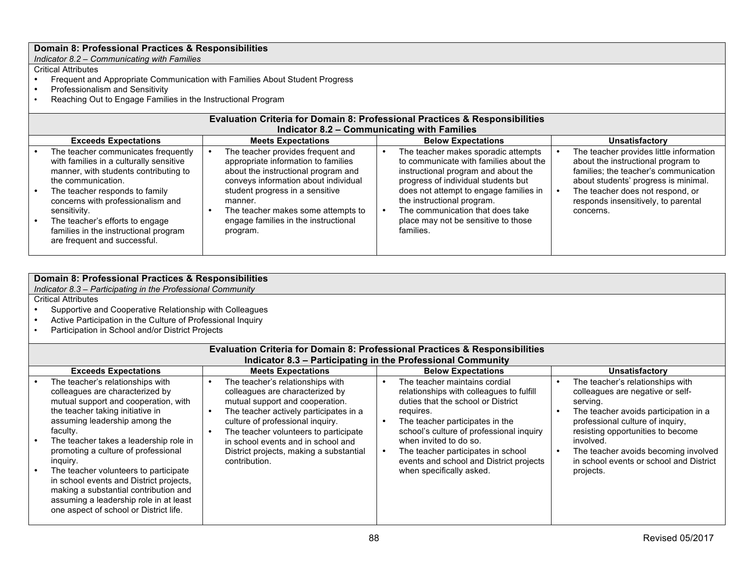**Domain 8: Professional Practices & Responsibilities**

*Indicator 8.2 – Communicating with Families*

Critical Attributes

- Frequent and Appropriate Communication with Families About Student Progress
- Professionalism and Sensitivity
- Reaching Out to Engage Families in the Instructional Program

**Evaluation Criteria for Domain 8: Professional Practices & Responsibilities**
**Indicator 8.2 – Communicating with Families**

| Exceeds Expectations | Meets Expectations | Below Expectations | Unsatisfactory |
|---|---|---|---|
| • The teacher communicates frequently with families in a culturally sensitive manner, with students contributing to the communication.<br>• The teacher responds to family concerns with professionalism and sensitivity.<br>• The teacher's efforts to engage families in the instructional program are frequent and successful. | • The teacher provides frequent and appropriate information to families about the instructional program and conveys information about individual student progress in a sensitive manner.<br>• The teacher makes some attempts to engage families in the instructional program. | • The teacher makes sporadic attempts to communicate with families about the instructional program and about the progress of individual students but does not attempt to engage families in the instructional program.<br>• The communication that does take place may not be sensitive to those families. | • The teacher provides little information about the instructional program to families; the teacher's communication about students' progress is minimal.<br>• The teacher does not respond, or responds insensitively, to parental concerns. |

**Domain 8: Professional Practices & Responsibilities**

*Indicator 8.3 – Participating in the Professional Community*

Critical Attributes

- Supportive and Cooperative Relationship with Colleagues
- Active Participation in the Culture of Professional Inquiry
- Participation in School and/or District Projects

**Evaluation Criteria for Domain 8: Professional Practices & Responsibilities**
**Indicator 8.3 – Participating in the Professional Community**

| Exceeds Expectations | Meets Expectations | Below Expectations | Unsatisfactory |
|---|---|---|---|
| • The teacher's relationships with colleagues are characterized by mutual support and cooperation, with the teacher taking initiative in assuming leadership among the faculty.<br>• The teacher takes a leadership role in promoting a culture of professional inquiry.<br>• The teacher volunteers to participate in school events and District projects, making a substantial contribution and assuming a leadership role in at least one aspect of school or District life. | • The teacher's relationships with colleagues are characterized by mutual support and cooperation.<br>• The teacher actively participates in a culture of professional inquiry.<br>• The teacher volunteers to participate in school events and in school and District projects, making a substantial contribution. | • The teacher maintains cordial relationships with colleagues to fulfill duties that the school or District requires.<br>• The teacher participates in the school's culture of professional inquiry when invited to do so.<br>• The teacher participates in school events and school and District projects when specifically asked. | • The teacher's relationships with colleagues are negative or self-serving.<br>• The teacher avoids participation in a professional culture of inquiry, resisting opportunities to become involved.<br>• The teacher avoids becoming involved in school events or school and District projects. |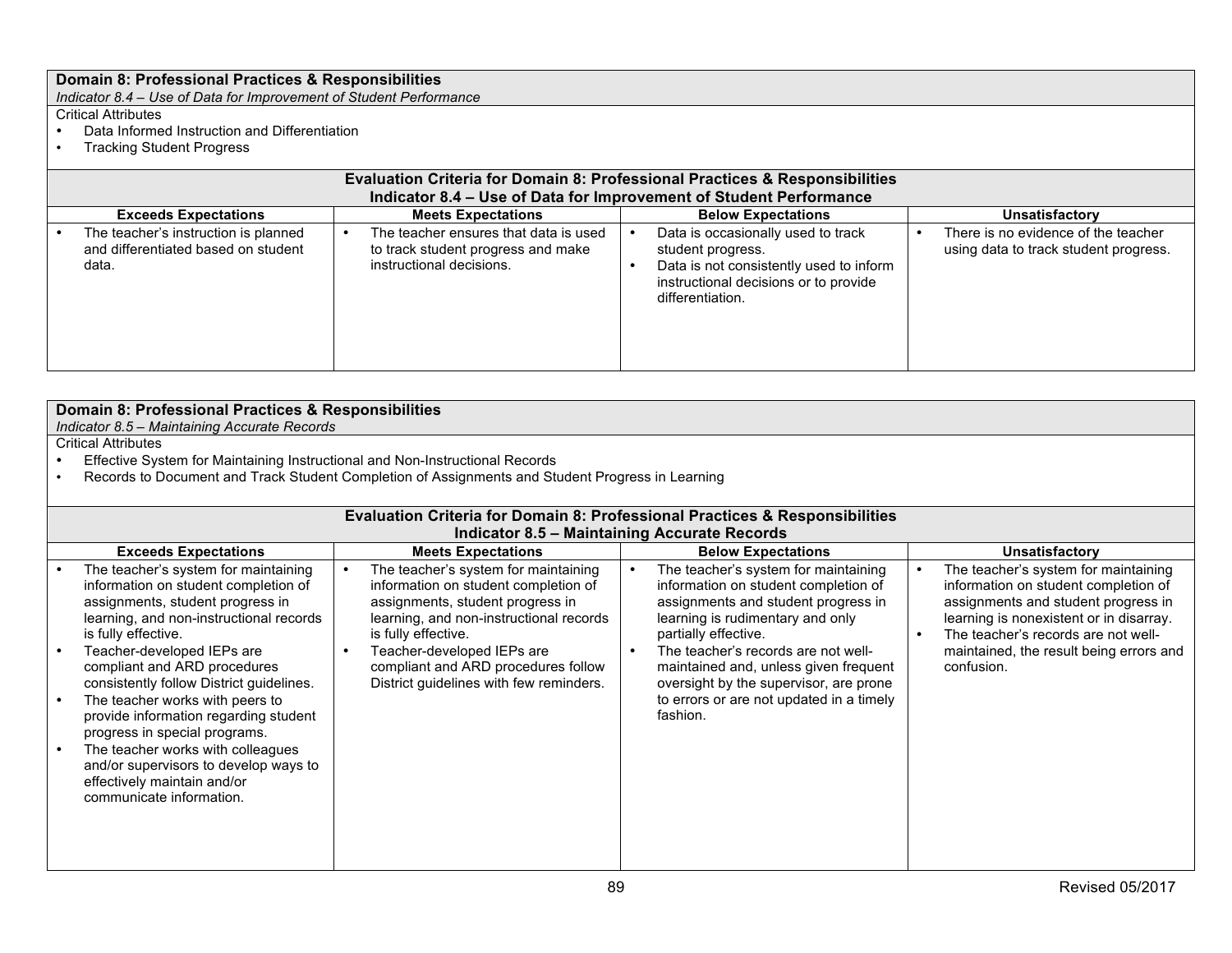**Domain 8: Professional Practices & Responsibilities**
*Indicator 8.4 – Use of Data for Improvement of Student Performance*

Critical Attributes

- Data Informed Instruction and Differentiation
- Tracking Student Progress

**Evaluation Criteria for Domain 8: Professional Practices & Responsibilities**
**Indicator 8.4 – Use of Data for Improvement of Student Performance**

| Exceeds Expectations | Meets Expectations | Below Expectations | Unsatisfactory |
|---|---|---|---|
| • The teacher's instruction is planned and differentiated based on student data. | • The teacher ensures that data is used to track student progress and make instructional decisions. | • Data is occasionally used to track student progress.<br>• Data is not consistently used to inform instructional decisions or to provide differentiation. | • There is no evidence of the teacher using data to track student progress. |

**Domain 8: Professional Practices & Responsibilities**
*Indicator 8.5 – Maintaining Accurate Records*

Critical Attributes

- Effective System for Maintaining Instructional and Non-Instructional Records
- Records to Document and Track Student Completion of Assignments and Student Progress in Learning

**Evaluation Criteria for Domain 8: Professional Practices & Responsibilities**
**Indicator 8.5 – Maintaining Accurate Records**

| Exceeds Expectations | Meets Expectations | Below Expectations | Unsatisfactory |
|---|---|---|---|
| • The teacher's system for maintaining information on student completion of assignments, student progress in learning, and non-instructional records is fully effective.<br>• Teacher-developed IEPs are compliant and ARD procedures consistently follow District guidelines.<br>• The teacher works with peers to provide information regarding student progress in special programs.<br>• The teacher works with colleagues and/or supervisors to develop ways to effectively maintain and/or communicate information. | • The teacher's system for maintaining information on student completion of assignments, student progress in learning, and non-instructional records is fully effective.<br>• Teacher-developed IEPs are compliant and ARD procedures follow District guidelines with few reminders. | • The teacher's system for maintaining information on student completion of assignments and student progress in learning is rudimentary and only partially effective.<br>• The teacher's records are not well-maintained and, unless given frequent oversight by the supervisor, are prone to errors or are not updated in a timely fashion. | • The teacher's system for maintaining information on student completion of assignments and student progress in learning is nonexistent or in disarray.<br>• The teacher's records are not well-maintained, the result being errors and confusion. |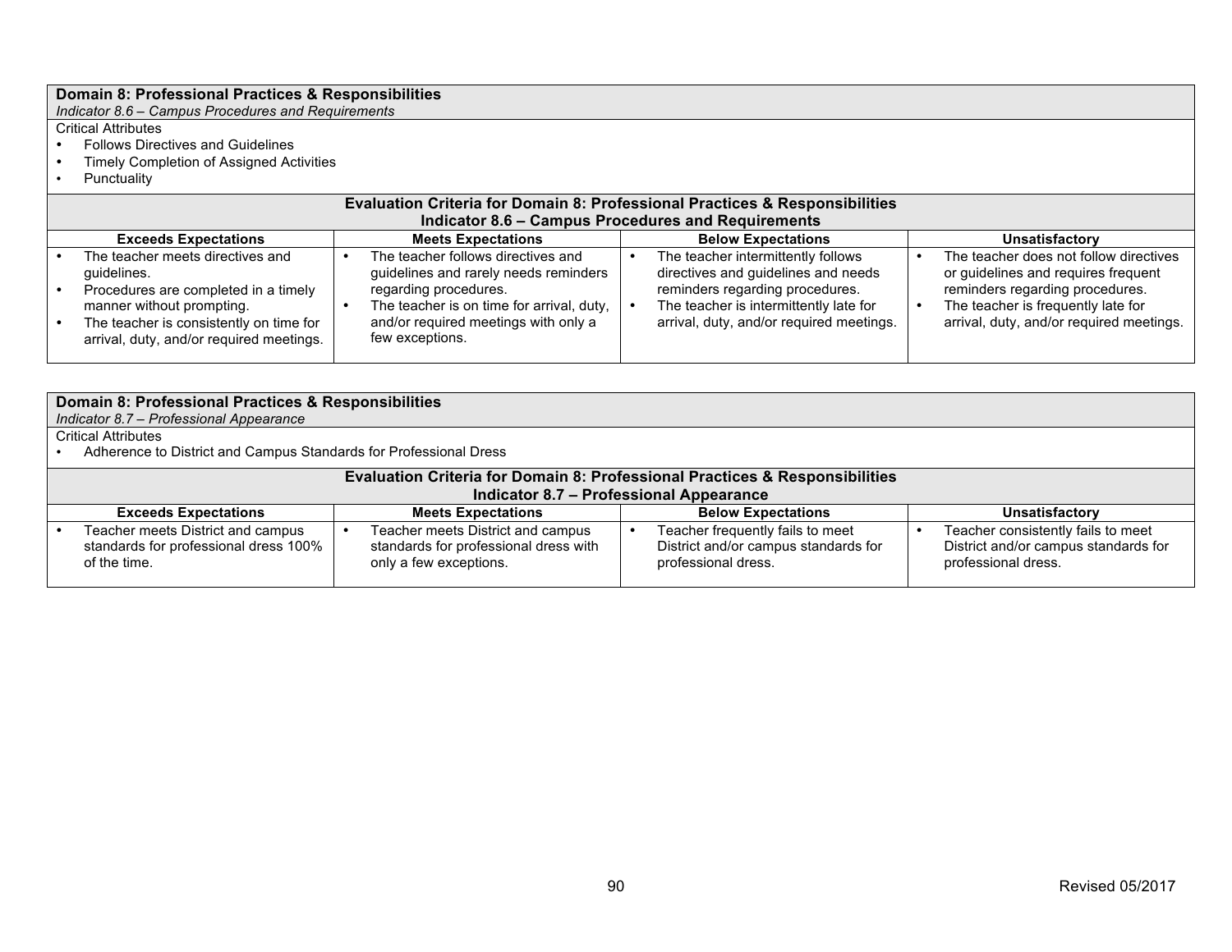**Domain 8: Professional Practices & Responsibilities**
*Indicator 8.6 – Campus Procedures and Requirements*

Critical Attributes

- Follows Directives and Guidelines
- Timely Completion of Assigned Activities
- Punctuality

**Evaluation Criteria for Domain 8: Professional Practices & Responsibilities**
**Indicator 8.6 – Campus Procedures and Requirements**

| Exceeds Expectations | Meets Expectations | Below Expectations | Unsatisfactory |
|---|---|---|---|
| • The teacher meets directives and guidelines.<br>• Procedures are completed in a timely manner without prompting.<br>• The teacher is consistently on time for arrival, duty, and/or required meetings. | • The teacher follows directives and guidelines and rarely needs reminders regarding procedures.<br>• The teacher is on time for arrival, duty, and/or required meetings with only a few exceptions. | • The teacher intermittently follows directives and guidelines and needs reminders regarding procedures.<br>• The teacher is intermittently late for arrival, duty, and/or required meetings. | • The teacher does not follow directives or guidelines and requires frequent reminders regarding procedures.<br>• The teacher is frequently late for arrival, duty, and/or required meetings. |

**Domain 8: Professional Practices & Responsibilities**
*Indicator 8.7 – Professional Appearance*

Critical Attributes

- Adherence to District and Campus Standards for Professional Dress

**Evaluation Criteria for Domain 8: Professional Practices & Responsibilities**
**Indicator 8.7 – Professional Appearance**

| Exceeds Expectations | Meets Expectations | Below Expectations | Unsatisfactory |
|---|---|---|---|
| • Teacher meets District and campus standards for professional dress 100% of the time. | • Teacher meets District and campus standards for professional dress with only a few exceptions. | • Teacher frequently fails to meet District and/or campus standards for professional dress. | • Teacher consistently fails to meet District and/or campus standards for professional dress. |

Revised 05/2017